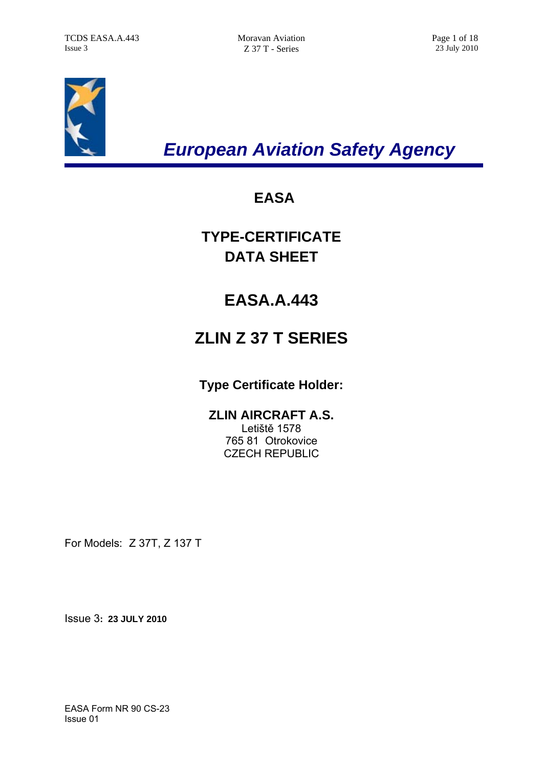# *European Aviation Safety Agency*

## EASA

## TYPE-CERTIFICATE DATA SHEET

# EASA.A.443

# ZLIN Z 37 T SERIES

**Type Certificate Holder:**

**ZLIN AIRCRAFT A.S.**
Letiště 1578
765 81 Otrokovice
CZECH REPUBLIC

For Models: Z 37T, Z 137 T

Issue 3: **23 JULY 2010**

EASA Form NR 90 CS-23
Issue 01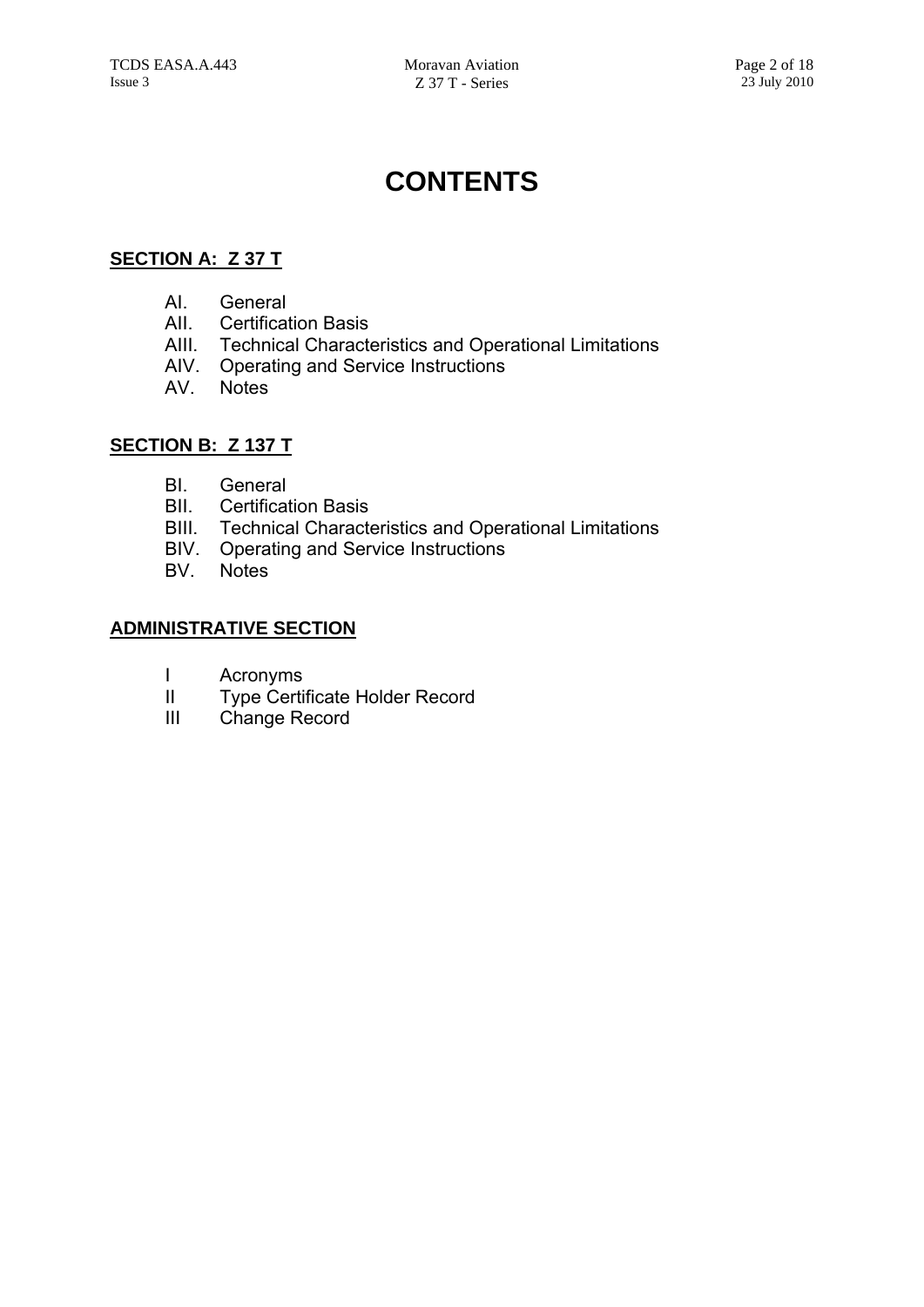# CONTENTS

**SECTION A: Z 37 T**

- AI. General
- AII. Certification Basis
- AIII. Technical Characteristics and Operational Limitations
- AIV. Operating and Service Instructions
- AV. Notes

**SECTION B: Z 137 T**

- BI. General
- BII. Certification Basis
- BIII. Technical Characteristics and Operational Limitations
- BIV. Operating and Service Instructions
- BV. Notes

**ADMINISTRATIVE SECTION**

- I Acronyms
- II Type Certificate Holder Record
- III Change Record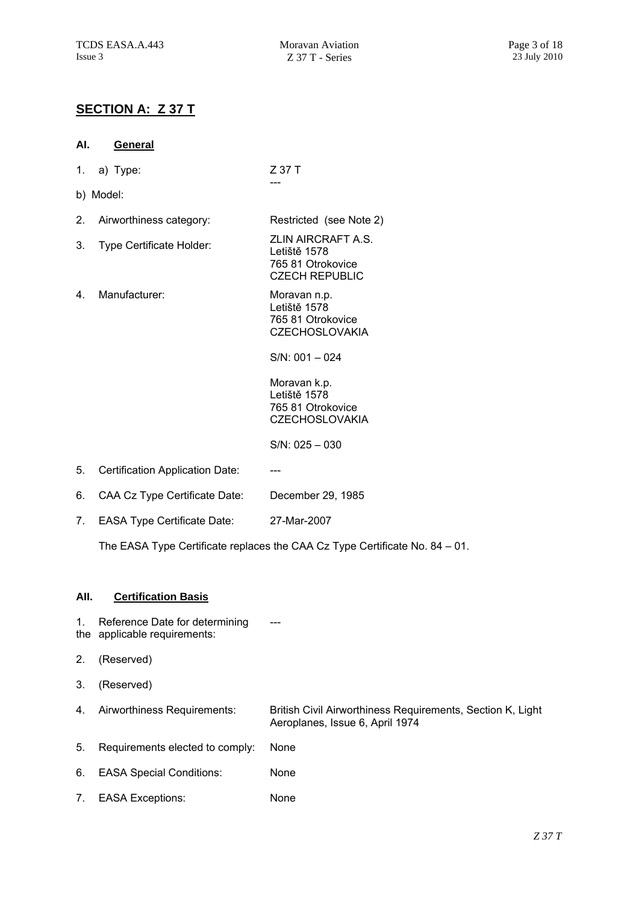## SECTION A: Z 37 T

### AI. General

| | | |
|---|---|---|
| 1. | a) Type: | Z 37 T |
| | b) Model: | --- |
| 2. | Airworthiness category: | Restricted (see Note 2) |
| 3. | Type Certificate Holder: | ZLIN AIRCRAFT A.S.<br>Letiště 1578<br>765 81 Otrokovice<br>CZECH REPUBLIC |
| 4. | Manufacturer: | Moravan n.p.<br>Letiště 1578<br>765 81 Otrokovice<br>CZECHOSLOVAKIA<br><br>S/N: 001 – 024<br><br>Moravan k.p.<br>Letiště 1578<br>765 81 Otrokovice<br>CZECHOSLOVAKIA<br><br>S/N: 025 – 030 |
| 5. | Certification Application Date: | --- |
| 6. | CAA Cz Type Certificate Date: | December 29, 1985 |
| 7. | EASA Type Certificate Date: | 27-Mar-2007 |

The EASA Type Certificate replaces the CAA Cz Type Certificate No. 84 – 01.

### AII. Certification Basis

| | | |
|---|---|---|
| 1. | Reference Date for determining the applicable requirements: | --- |
| 2. | (Reserved) | |
| 3. | (Reserved) | |
| 4. | Airworthiness Requirements: | British Civil Airworthiness Requirements, Section K, Light Aeroplanes, Issue 6, April 1974 |
| 5. | Requirements elected to comply: | None |
| 6. | EASA Special Conditions: | None |
| 7. | EASA Exceptions: | None |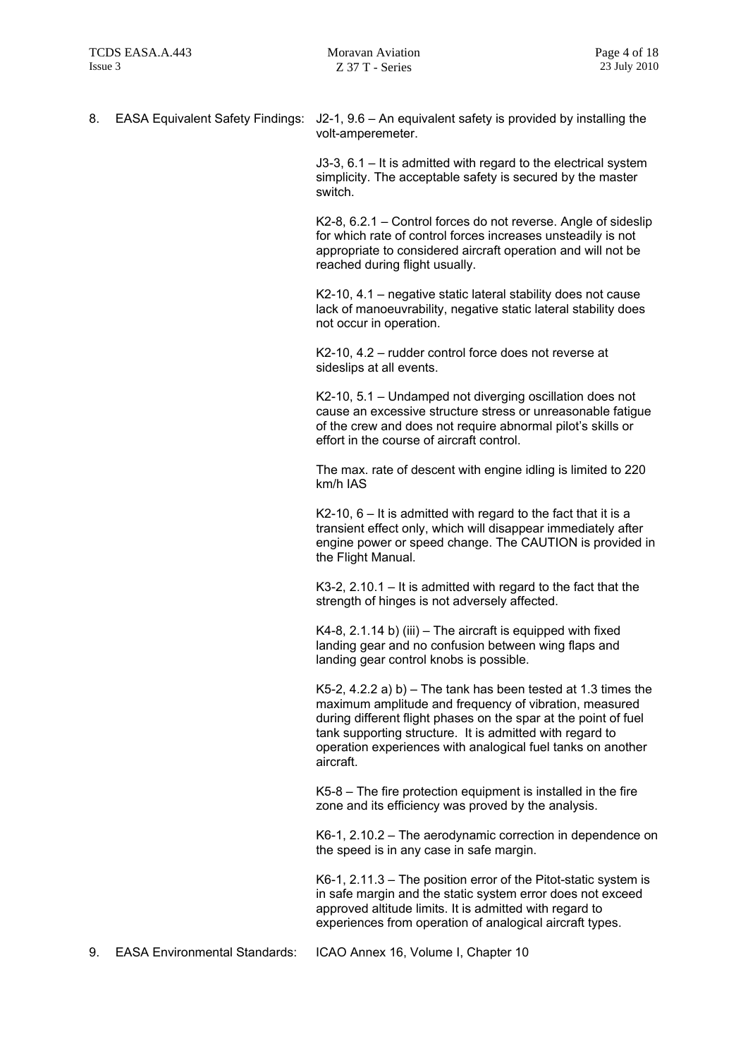8. EASA Equivalent Safety Findings:

J2-1, 9.6 – An equivalent safety is provided by installing the volt-amperemeter.

J3-3, 6.1 – It is admitted with regard to the electrical system simplicity. The acceptable safety is secured by the master switch.

K2-8, 6.2.1 – Control forces do not reverse. Angle of sideslip for which rate of control forces increases unsteadily is not appropriate to considered aircraft operation and will not be reached during flight usually.

K2-10, 4.1 – negative static lateral stability does not cause lack of manoeuvrability, negative static lateral stability does not occur in operation.

K2-10, 4.2 – rudder control force does not reverse at sideslips at all events.

K2-10, 5.1 – Undamped not diverging oscillation does not cause an excessive structure stress or unreasonable fatigue of the crew and does not require abnormal pilot's skills or effort in the course of aircraft control.

The max. rate of descent with engine idling is limited to 220 km/h IAS

K2-10, 6 – It is admitted with regard to the fact that it is a transient effect only, which will disappear immediately after engine power or speed change. The CAUTION is provided in the Flight Manual.

K3-2, 2.10.1 – It is admitted with regard to the fact that the strength of hinges is not adversely affected.

K4-8, 2.1.14 b) (iii) – The aircraft is equipped with fixed landing gear and no confusion between wing flaps and landing gear control knobs is possible.

K5-2, 4.2.2 a) b) – The tank has been tested at 1.3 times the maximum amplitude and frequency of vibration, measured during different flight phases on the spar at the point of fuel tank supporting structure. It is admitted with regard to operation experiences with analogical fuel tanks on another aircraft.

K5-8 – The fire protection equipment is installed in the fire zone and its efficiency was proved by the analysis.

K6-1, 2.10.2 – The aerodynamic correction in dependence on the speed is in any case in safe margin.

K6-1, 2.11.3 – The position error of the Pitot-static system is in safe margin and the static system error does not exceed approved altitude limits. It is admitted with regard to experiences from operation of analogical aircraft types.

9. EASA Environmental Standards: ICAO Annex 16, Volume I, Chapter 10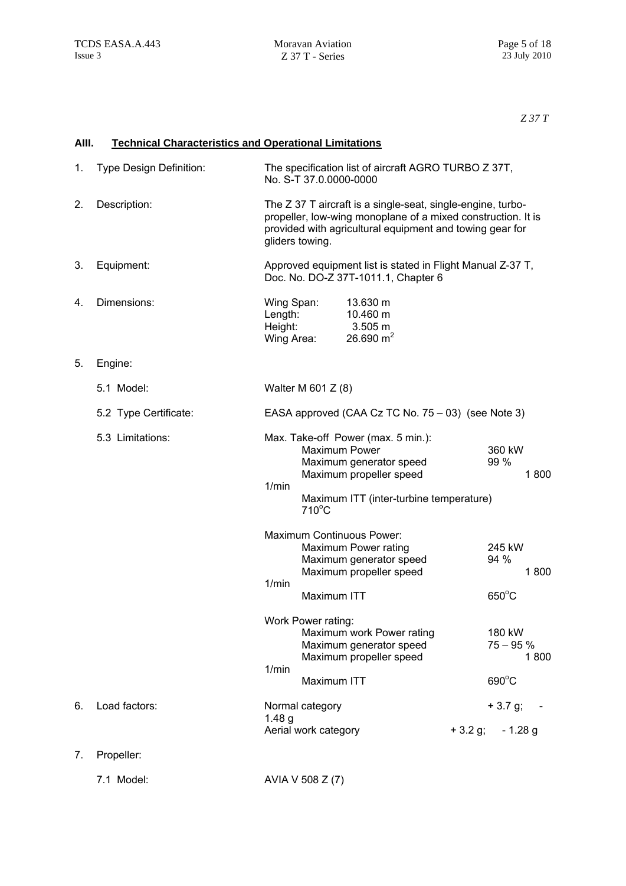*Z 37 T*

## AIII. Technical Characteristics and Operational Limitations

1. Type Design Definition: The specification list of aircraft AGRO TURBO Z 37T, No. S-T 37.0.0000-0000

2. Description: The Z 37 T aircraft is a single-seat, single-engine, turbo-propeller, low-wing monoplane of a mixed construction. It is provided with agricultural equipment and towing gear for gliders towing.

3. Equipment: Approved equipment list is stated in Flight Manual Z-37 T, Doc. No. DO-Z 37T-1011.1, Chapter 6

4. Dimensions:

| | |
|---|---|
| Wing Span: | 13.630 m |
| Length: | 10.460 m |
| Height: | 3.505 m |
| Wing Area: | 26.690 $m^2$ |

5. Engine:

   5.1 Model: Walter M 601 Z (8)

   5.2 Type Certificate: EASA approved (CAA Cz TC No. 75 – 03) (see Note 3)

   5.3 Limitations:

   Max. Take-off Power (max. 5 min.):

   | | |
   |---|---|
   | Maximum Power | 360 kW |
   | Maximum generator speed | 99 % |
   | Maximum propeller speed | 1 800 1/min |
   | Maximum ITT (inter-turbine temperature) | 710°C |

   Maximum Continuous Power:

   | | |
   |---|---|
   | Maximum Power rating | 245 kW |
   | Maximum generator speed | 94 % |
   | Maximum propeller speed | 1 800 1/min |
   | Maximum ITT | 650°C |

   Work Power rating:

   | | |
   |---|---|
   | Maximum work Power rating | 180 kW |
   | Maximum generator speed | 75 – 95 % |
   | Maximum propeller speed | 1 800 1/min |
   | Maximum ITT | 690°C |

6. Load factors:

| | |
|---|---|
| Normal category | + 3.7 g; - 1.48 g |
| Aerial work category | + 3.2 g; - 1.28 g |

7. Propeller:

   7.1 Model: AVIA V 508 Z (7)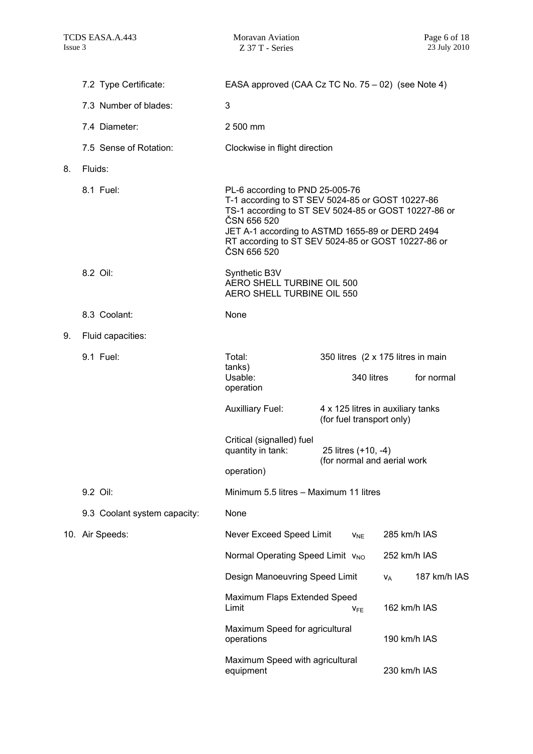7.2 Type Certificate: EASA approved (CAA Cz TC No. 75 – 02) (see Note 4)

7.3 Number of blades: 3

7.4 Diameter: 2 500 mm

7.5 Sense of Rotation: Clockwise in flight direction

8. Fluids:

8.1 Fuel:

PL-6 according to PND 25-005-76
T-1 according to ST SEV 5024-85 or GOST 10227-86
TS-1 according to ST SEV 5024-85 or GOST 10227-86 or ČSN 656 520
JET A-1 according to ASTMD 1655-89 or DERD 2494
RT according to ST SEV 5024-85 or GOST 10227-86 or ČSN 656 520

8.2 Oil:

Synthetic B3V
AERO SHELL TURBINE OIL 500
AERO SHELL TURBINE OIL 550

8.3 Coolant: None

9. Fluid capacities:

9.1 Fuel:

| | |
|---|---|
| Total: | 350 litres (2 x 175 litres in main tanks) |
| Usable: | 340 litres for normal operation |
| Auxilliary Fuel: | 4 x 125 litres in auxiliary tanks (for fuel transport only) |
| Critical (signalled) fuel quantity in tank: | 25 litres (+10, -4) (for normal and aerial work operation) |

9.2 Oil: Minimum 5.5 litres – Maximum 11 litres

9.3 Coolant system capacity: None

10. Air Speeds:

| | | |
|---|---|---|
| Never Exceed Speed Limit | $v_{NE}$ | 285 km/h IAS |
| Normal Operating Speed Limit | $v_{NO}$ | 252 km/h IAS |
| Design Manoeuvring Speed Limit | $v_A$ | 187 km/h IAS |
| Maximum Flaps Extended Speed Limit | $v_{FE}$ | 162 km/h IAS |
| Maximum Speed for agricultural operations | | 190 km/h IAS |
| Maximum Speed with agricultural equipment | | 230 km/h IAS |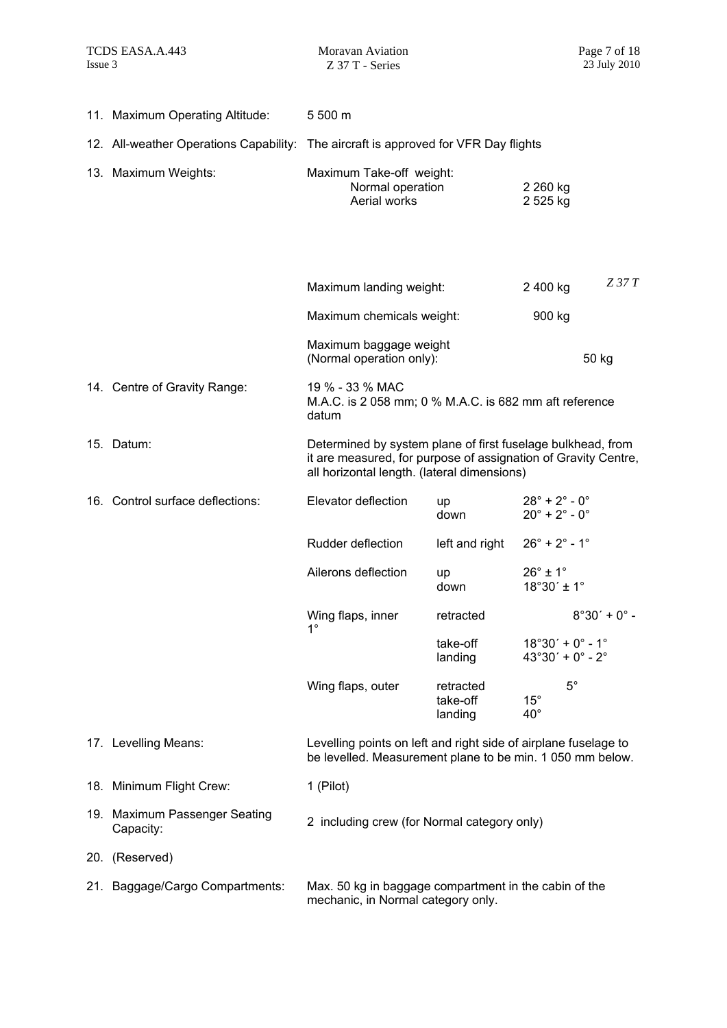| | | | |
|---|---|---|---|
| 11. Maximum Operating Altitude: | 5 500 m | | |
| 12. All-weather Operations Capability: | The aircraft is approved for VFR Day flights | | |
| 13. Maximum Weights: | Maximum Take-off weight: | | |
| | Normal operation | | 2 260 kg |
| | Aerial works | | 2 525 kg |
| | Maximum landing weight: | | 2 400 kg *Z 37 T* |
| | Maximum chemicals weight: | | 900 kg |
| | Maximum baggage weight (Normal operation only): | | 50 kg |
| 14. Centre of Gravity Range: | 19 % - 33 % MAC<br>M.A.C. is 2 058 mm; 0 % M.A.C. is 682 mm aft reference datum | | |
| 15. Datum: | Determined by system plane of first fuselage bulkhead, from it are measured, for purpose of assignation of Gravity Centre, all horizontal length. (lateral dimensions) | | |
| 16. Control surface deflections: | Elevator deflection | up | 28° + 2° - 0° |
| | | down | 20° + 2° - 0° |
| | Rudder deflection | left and right | 26° + 2° - 1° |
| | Ailerons deflection | up | 26° ± 1° |
| | | down | 18°30´ ± 1° |
| | Wing flaps, inner | retracted | 8°30´ + 0° - 1° |
| | | take-off | 18°30´ + 0° - 1° |
| | | landing | 43°30´ + 0° - 2° |
| | Wing flaps, outer | retracted | 5° |
| | | take-off | 15° |
| | | landing | 40° |
| 17. Levelling Means: | Levelling points on left and right side of airplane fuselage to be levelled. Measurement plane to be min. 1 050 mm below. | | |
| 18. Minimum Flight Crew: | 1 (Pilot) | | |
| 19. Maximum Passenger Seating Capacity: | 2 including crew (for Normal category only) | | |
| 20. (Reserved) | | | |
| 21. Baggage/Cargo Compartments: | Max. 50 kg in baggage compartment in the cabin of the mechanic, in Normal category only. | | |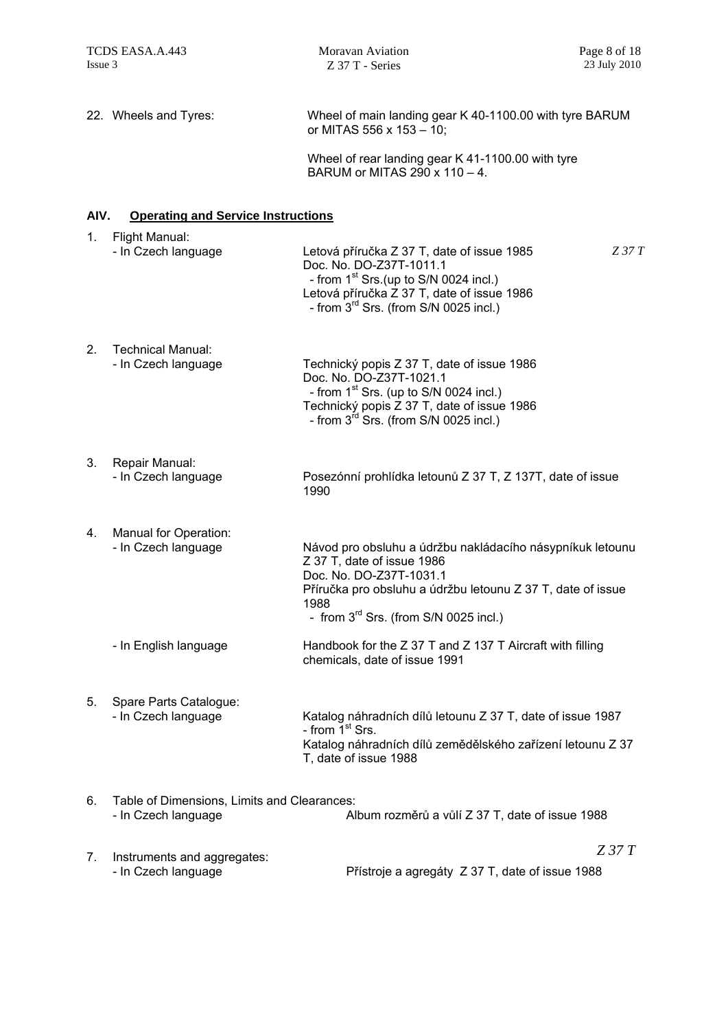22. Wheels and Tyres: Wheel of main landing gear K 40-1100.00 with tyre BARUM or MITAS 556 x 153 – 10;

    Wheel of rear landing gear K 41-1100.00 with tyre BARUM or MITAS 290 x 110 – 4.

## AIV. Operating and Service Instructions

1. Flight Manual:
   - In Czech language
     Letová příručka Z 37 T, date of issue 1985 *Z 37 T*
     Doc. No. DO-Z37T-1011.1
     - from 1st Srs.(up to S/N 0024 incl.)
     Letová příručka Z 37 T, date of issue 1986
     - from 3rd Srs. (from S/N 0025 incl.)

2. Technical Manual:
   - In Czech language
     Technický popis Z 37 T, date of issue 1986
     Doc. No. DO-Z37T-1021.1
     - from 1st Srs. (up to S/N 0024 incl.)
     Technický popis Z 37 T, date of issue 1986
     - from 3rd Srs. (from S/N 0025 incl.)

3. Repair Manual:
   - In Czech language
     Posezónní prohlídka letounů Z 37 T, Z 137T, date of issue 1990

4. Manual for Operation:
   - In Czech language
     Návod pro obsluhu a údržbu nakládacího násypníkuk letounu Z 37 T, date of issue 1986
     Doc. No. DO-Z37T-1031.1
     Příručka pro obsluhu a údržbu letounu Z 37 T, date of issue 1988
     - from 3rd Srs. (from S/N 0025 incl.)
   - In English language
     Handbook for the Z 37 T and Z 137 T Aircraft with filling chemicals, date of issue 1991

5. Spare Parts Catalogue:
   - In Czech language
     Katalog náhradních dílů letounu Z 37 T, date of issue 1987
     - from 1st Srs.
     Katalog náhradních dílů zemědělského zařízení letounu Z 37 T, date of issue 1988

6. Table of Dimensions, Limits and Clearances:
   - In Czech language
     Album rozměrů a vůlí Z 37 T, date of issue 1988

7. Instruments and aggregates: *Z 37 T*
   - In Czech language
     Přístroje a agregáty Z 37 T, date of issue 1988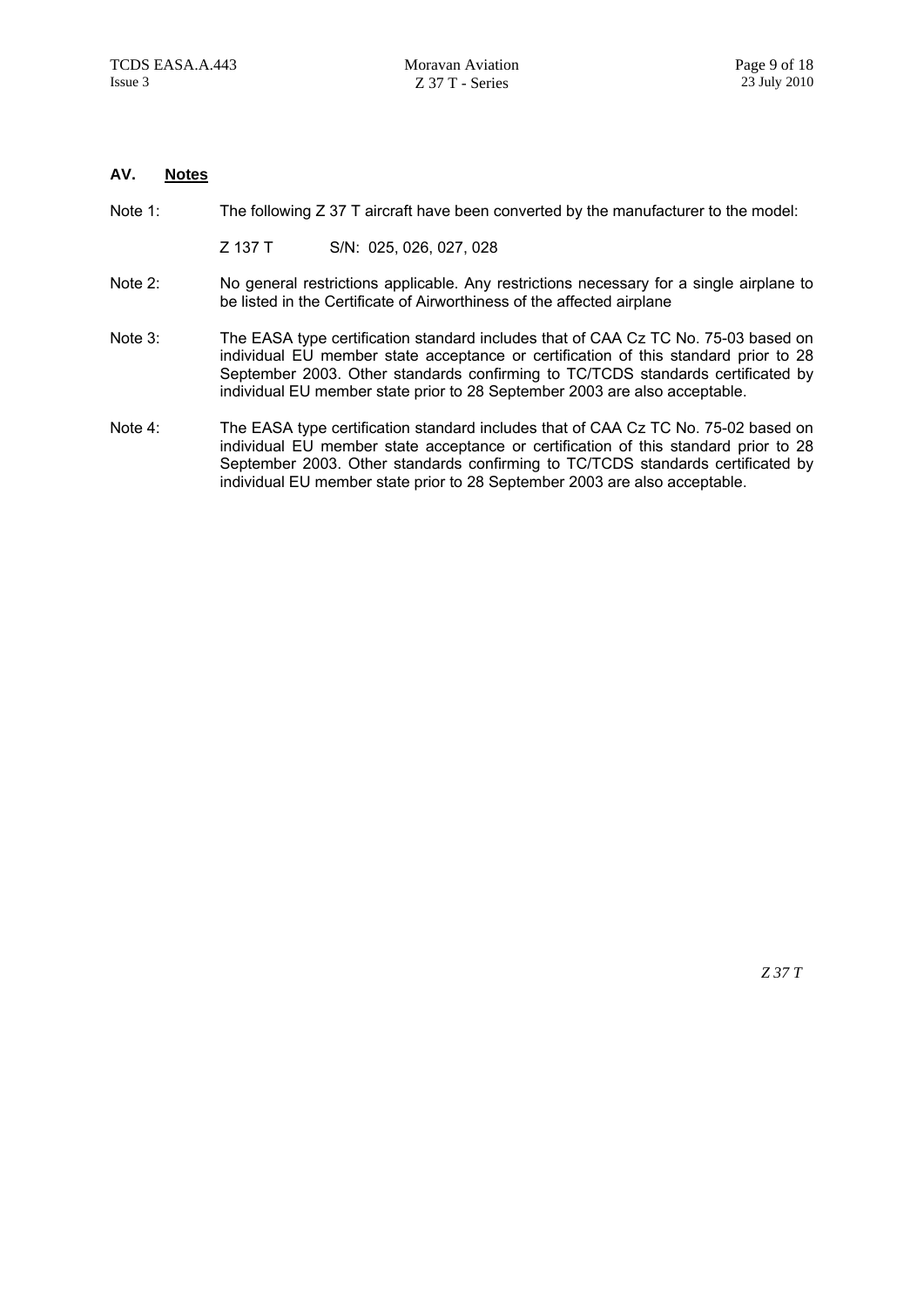## AV. Notes

Note 1: The following Z 37 T aircraft have been converted by the manufacturer to the model:

Z 137 T S/N: 025, 026, 027, 028

Note 2: No general restrictions applicable. Any restrictions necessary for a single airplane to be listed in the Certificate of Airworthiness of the affected airplane

Note 3: The EASA type certification standard includes that of CAA Cz TC No. 75-03 based on individual EU member state acceptance or certification of this standard prior to 28 September 2003. Other standards confirming to TC/TCDS standards certificated by individual EU member state prior to 28 September 2003 are also acceptable.

Note 4: The EASA type certification standard includes that of CAA Cz TC No. 75-02 based on individual EU member state acceptance or certification of this standard prior to 28 September 2003. Other standards confirming to TC/TCDS standards certificated by individual EU member state prior to 28 September 2003 are also acceptable.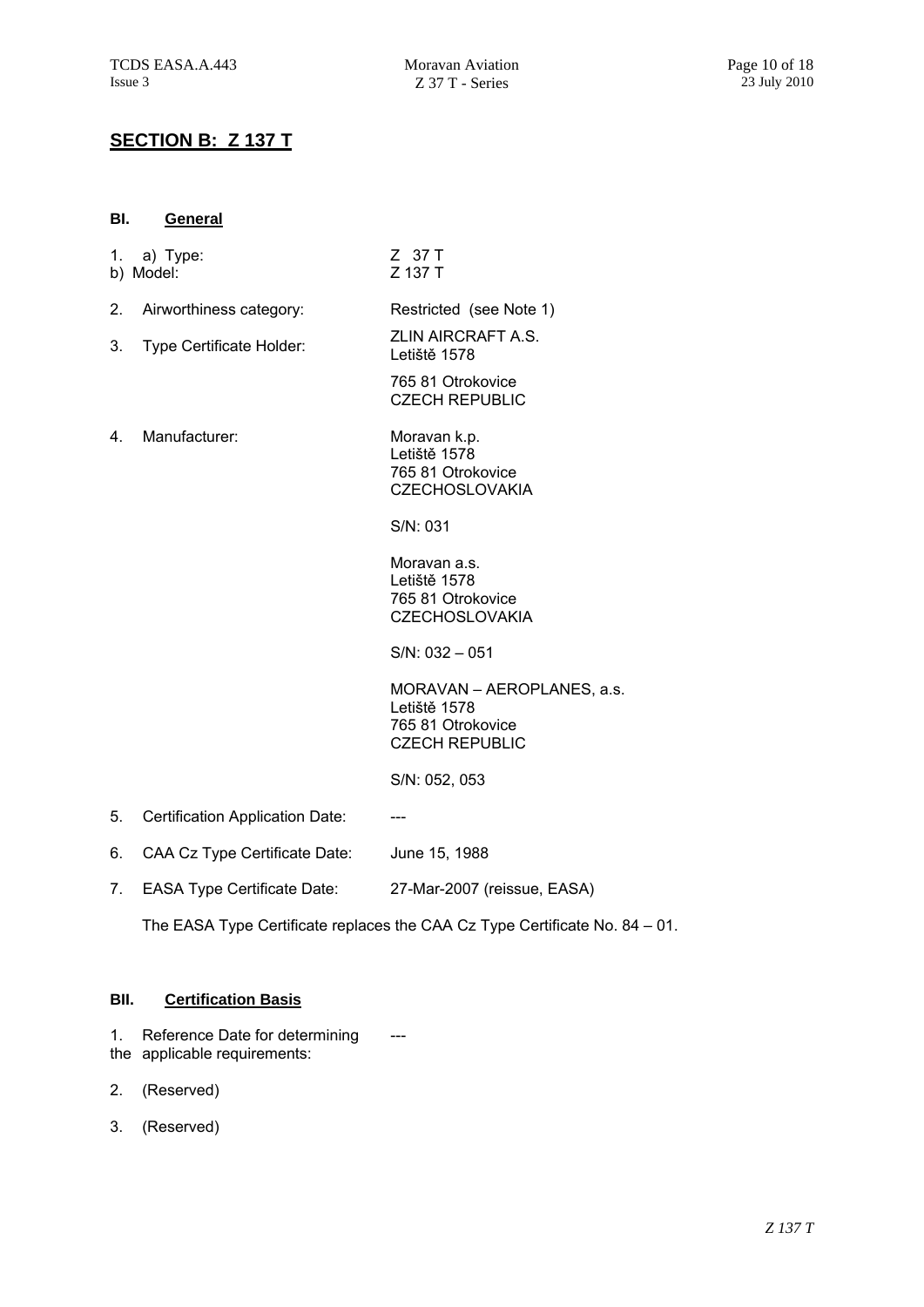## SECTION B: Z 137 T

### BI. General

| | |
|---|---|
| 1. a) Type:<br>b) Model: | Z 37 T<br>Z 137 T |
| 2. Airworthiness category: | Restricted (see Note 1) |
| 3. Type Certificate Holder: | ZLIN AIRCRAFT A.S.<br>Letiště 1578<br>765 81 Otrokovice<br>CZECH REPUBLIC |
| 4. Manufacturer: | Moravan k.p.<br>Letiště 1578<br>765 81 Otrokovice<br>CZECHOSLOVAKIA<br><br>S/N: 031<br><br>Moravan a.s.<br>Letiště 1578<br>765 81 Otrokovice<br>CZECHOSLOVAKIA<br><br>S/N: 032 – 051<br><br>MORAVAN – AEROPLANES, a.s.<br>Letiště 1578<br>765 81 Otrokovice<br>CZECH REPUBLIC<br><br>S/N: 052, 053 |
| 5. Certification Application Date: | --- |
| 6. CAA Cz Type Certificate Date: | June 15, 1988 |
| 7. EASA Type Certificate Date: | 27-Mar-2007 (reissue, EASA) |

The EASA Type Certificate replaces the CAA Cz Type Certificate No. 84 – 01.

### BII. Certification Basis

1. Reference Date for determining the applicable requirements: ---
2. (Reserved)
3. (Reserved)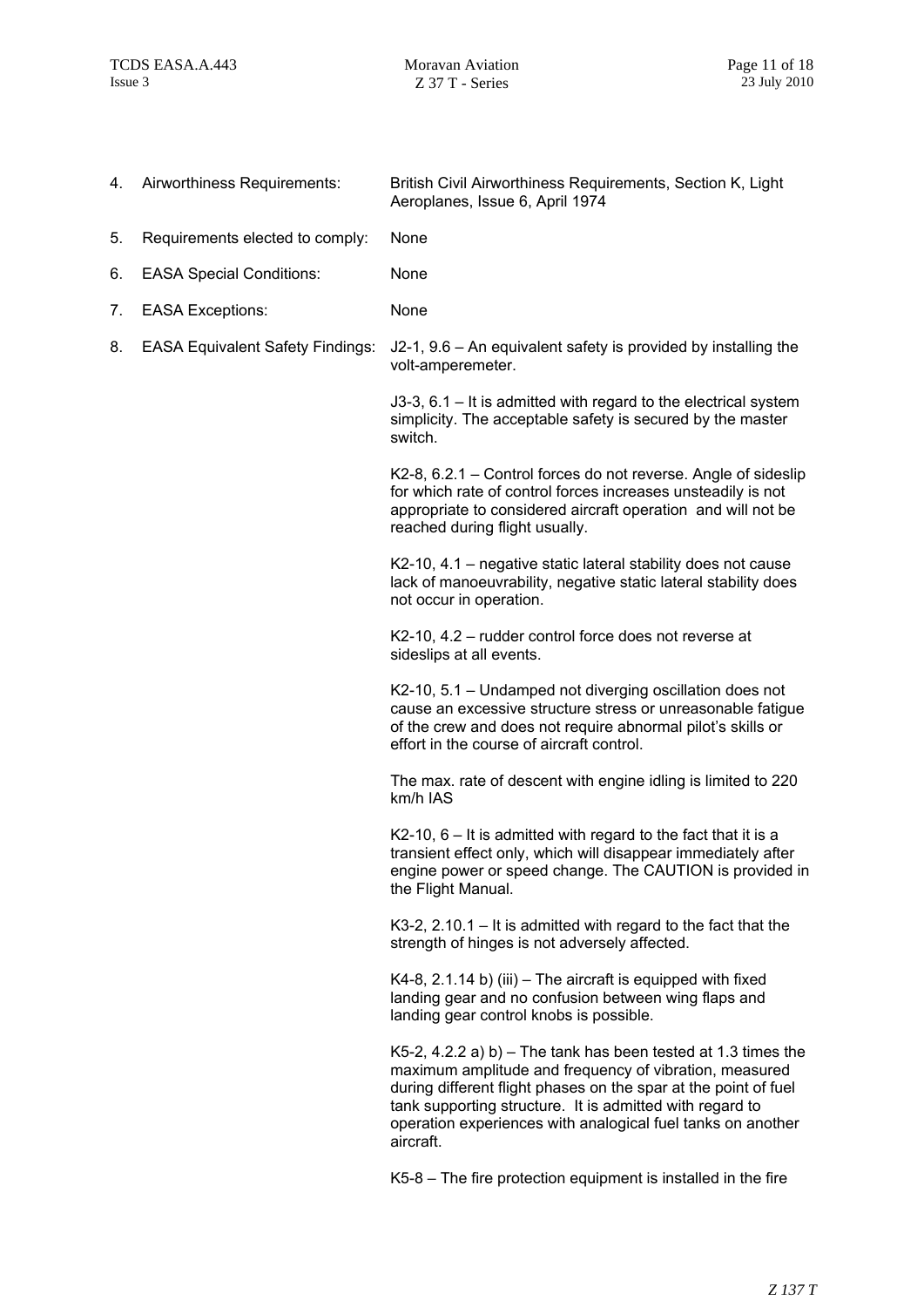4. Airworthiness Requirements: British Civil Airworthiness Requirements, Section K, Light Aeroplanes, Issue 6, April 1974

5. Requirements elected to comply: None

6. EASA Special Conditions: None

7. EASA Exceptions: None

8. EASA Equivalent Safety Findings: J2-1, 9.6 – An equivalent safety is provided by installing the volt-amperemeter.

   J3-3, 6.1 – It is admitted with regard to the electrical system simplicity. The acceptable safety is secured by the master switch.

   K2-8, 6.2.1 – Control forces do not reverse. Angle of sideslip for which rate of control forces increases unsteadily is not appropriate to considered aircraft operation and will not be reached during flight usually.

   K2-10, 4.1 – negative static lateral stability does not cause lack of manoeuvrability, negative static lateral stability does not occur in operation.

   K2-10, 4.2 – rudder control force does not reverse at sideslips at all events.

   K2-10, 5.1 – Undamped not diverging oscillation does not cause an excessive structure stress or unreasonable fatigue of the crew and does not require abnormal pilot's skills or effort in the course of aircraft control.

   The max. rate of descent with engine idling is limited to 220 km/h IAS

   K2-10, 6 – It is admitted with regard to the fact that it is a transient effect only, which will disappear immediately after engine power or speed change. The CAUTION is provided in the Flight Manual.

   K3-2, 2.10.1 – It is admitted with regard to the fact that the strength of hinges is not adversely affected.

   K4-8, 2.1.14 b) (iii) – The aircraft is equipped with fixed landing gear and no confusion between wing flaps and landing gear control knobs is possible.

   K5-2, 4.2.2 a) b) – The tank has been tested at 1.3 times the maximum amplitude and frequency of vibration, measured during different flight phases on the spar at the point of fuel tank supporting structure. It is admitted with regard to operation experiences with analogical fuel tanks on another aircraft.

   K5-8 – The fire protection equipment is installed in the fire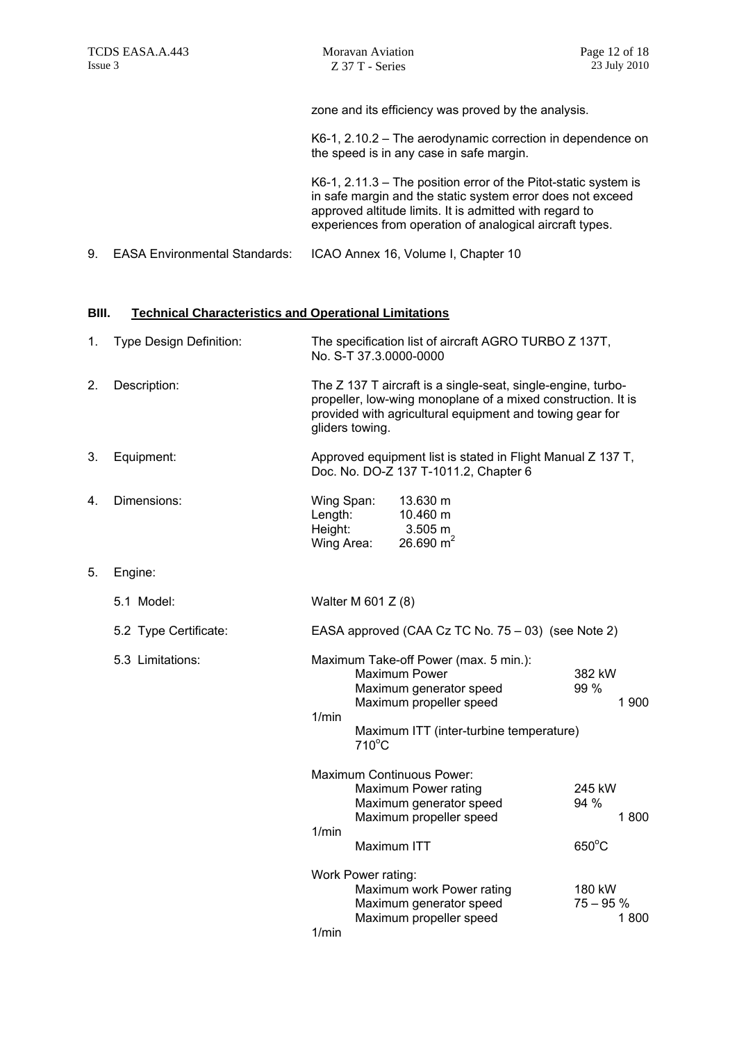zone and its efficiency was proved by the analysis.

K6-1, 2.10.2 – The aerodynamic correction in dependence on the speed is in any case in safe margin.

K6-1, 2.11.3 – The position error of the Pitot-static system is in safe margin and the static system error does not exceed approved altitude limits. It is admitted with regard to experiences from operation of analogical aircraft types.

9. EASA Environmental Standards: ICAO Annex 16, Volume I, Chapter 10

## BIII. Technical Characteristics and Operational Limitations

1. Type Design Definition: The specification list of aircraft AGRO TURBO Z 137T, No. S-T 37.3.0000-0000

2. Description: The Z 137 T aircraft is a single-seat, single-engine, turbo-propeller, low-wing monoplane of a mixed construction. It is provided with agricultural equipment and towing gear for gliders towing.

3. Equipment: Approved equipment list is stated in Flight Manual Z 137 T, Doc. No. DO-Z 137 T-1011.2, Chapter 6

4. Dimensions:

| | |
|---|---|
| Wing Span: | 13.630 m |
| Length: | 10.460 m |
| Height: | 3.505 m |
| Wing Area: | 26.690 $m^2$ |

5. Engine:

   5.1 Model: Walter M 601 Z (8)

   5.2 Type Certificate: EASA approved (CAA Cz TC No. 75 – 03) (see Note 2)

   5.3 Limitations:

Maximum Take-off Power (max. 5 min.):

| | |
|---|---|
| Maximum Power | 382 kW |
| Maximum generator speed | 99 % |
| Maximum propeller speed | 1 900 1/min |
| Maximum ITT (inter-turbine temperature) | 710°C |

Maximum Continuous Power:

| | |
|---|---|
| Maximum Power rating | 245 kW |
| Maximum generator speed | 94 % |
| Maximum propeller speed | 1 800 1/min |
| Maximum ITT | 650°C |

Work Power rating:

| | |
|---|---|
| Maximum work Power rating | 180 kW |
| Maximum generator speed | 75 – 95 % |
| Maximum propeller speed | 1 800 1/min |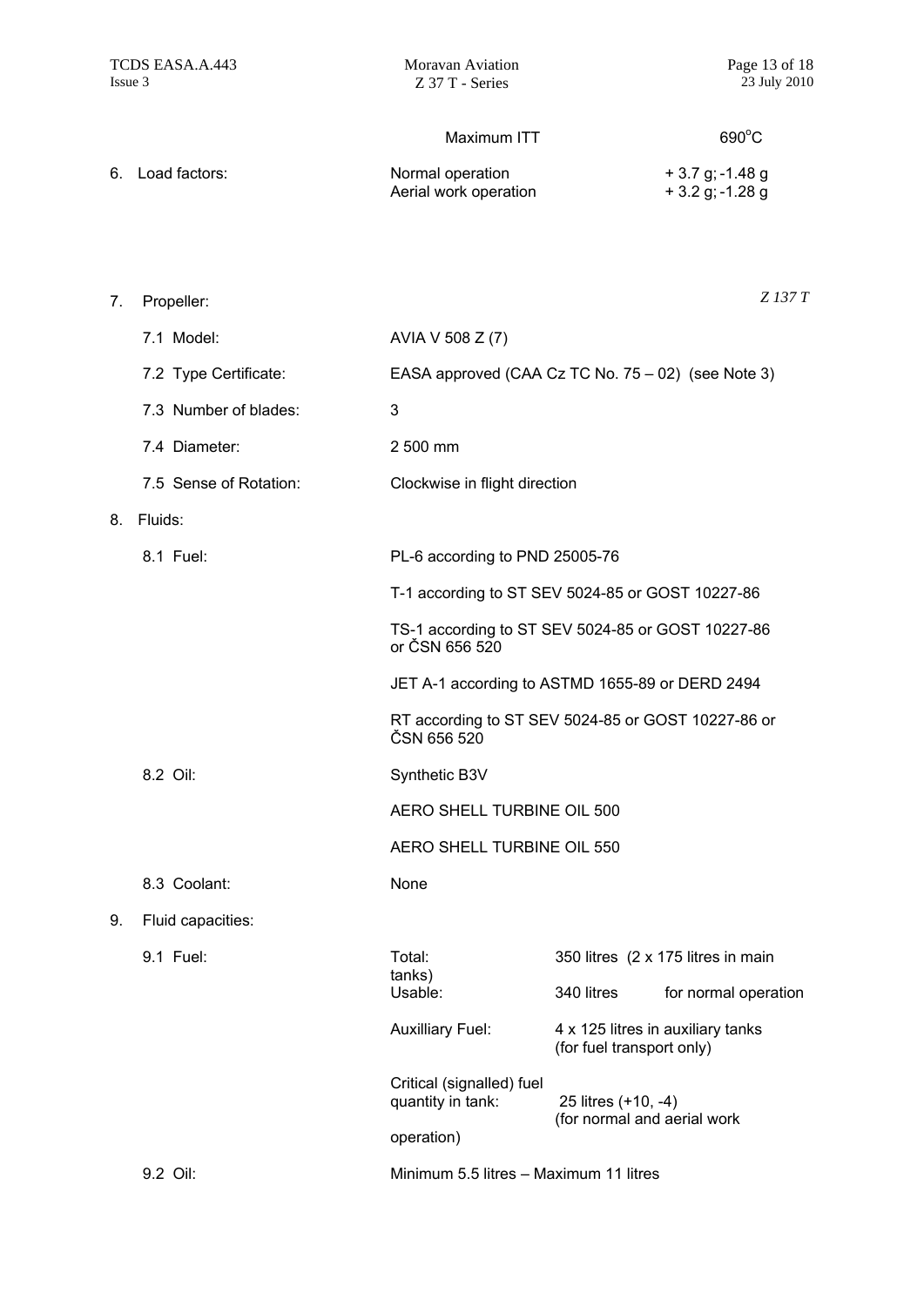| | | |
|---|---|---|
| | Maximum ITT | 690°C |
| 6. Load factors: | Normal operation | + 3.7 g; -1.48 g |
| | Aerial work operation | + 3.2 g; -1.28 g |

*Z 137 T*

7. Propeller:

| | |
|---|---|
| 7.1 Model: | AVIA V 508 Z (7) |
| 7.2 Type Certificate: | EASA approved (CAA Cz TC No. 75 – 02) (see Note 3) |
| 7.3 Number of blades: | 3 |
| 7.4 Diameter: | 2 500 mm |
| 7.5 Sense of Rotation: | Clockwise in flight direction |

8. Fluids:

| | |
|---|---|
| 8.1 Fuel: | PL-6 according to PND 25005-76 |
| | T-1 according to ST SEV 5024-85 or GOST 10227-86 |
| | TS-1 according to ST SEV 5024-85 or GOST 10227-86 or ČSN 656 520 |
| | JET A-1 according to ASTMD 1655-89 or DERD 2494 |
| | RT according to ST SEV 5024-85 or GOST 10227-86 or ČSN 656 520 |
| 8.2 Oil: | Synthetic B3V |
| | AERO SHELL TURBINE OIL 500 |
| | AERO SHELL TURBINE OIL 550 |
| 8.3 Coolant: | None |

9. Fluid capacities:

| | | | |
|---|---|---|---|
| 9.1 Fuel: | Total: | 350 litres (2 x 175 litres in main tanks) | |
| | Usable: | 340 litres | for normal operation |
| | Auxilliary Fuel: | 4 x 125 litres in auxiliary tanks (for fuel transport only) | |
| | Critical (signalled) fuel quantity in tank: | 25 litres (+10, -4) (for normal and aerial work operation) | |
| 9.2 Oil: | Minimum 5.5 litres – Maximum 11 litres | | |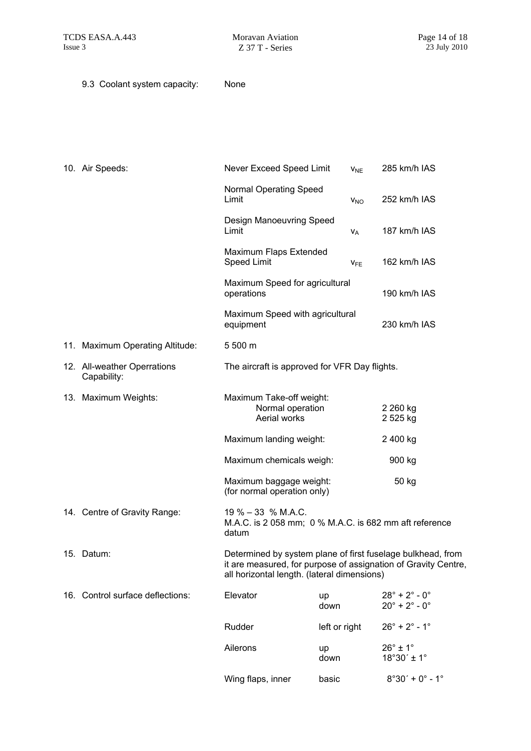9.3 Coolant system capacity: None

| | | | |
|---|---|---|---|
| 10. Air Speeds: | Never Exceed Speed Limit | $v_{NE}$ | 285 km/h IAS |
| | Normal Operating Speed Limit | $v_{NO}$ | 252 km/h IAS |
| | Design Manoeuvring Speed Limit | $v_{A}$ | 187 km/h IAS |
| | Maximum Flaps Extended Speed Limit | $v_{FE}$ | 162 km/h IAS |
| | Maximum Speed for agricultural operations | | 190 km/h IAS |
| | Maximum Speed with agricultural equipment | | 230 km/h IAS |

11. Maximum Operating Altitude: 5 500 m

12. All-weather Operrations Capability: The aircraft is approved for VFR Day flights.

| | | |
|---|---|---|
| 13. Maximum Weights: | Maximum Take-off weight: | |
| | Normal operation | 2 260 kg |
| | Aerial works | 2 525 kg |
| | Maximum landing weight: | 2 400 kg |
| | Maximum chemicals weigh: | 900 kg |
| | Maximum baggage weight: (for normal operation only) | 50 kg |

14. Centre of Gravity Range: 19 % – 33 % M.A.C.
M.A.C. is 2 058 mm; 0 % M.A.C. is 682 mm aft reference datum

15. Datum: Determined by system plane of first fuselage bulkhead, from it are measured, for purpose of assignation of Gravity Centre, all horizontal length. (lateral dimensions)

| | | | |
|---|---|---|---|
| 16. Control surface deflections: | Elevator | up | 28° + 2° - 0° |
| | | down | 20° + 2° - 0° |
| | Rudder | left or right | 26° + 2° - 1° |
| | Ailerons | up | 26° ± 1° |
| | | down | 18°30´ ± 1° |
| | Wing flaps, inner | basic | 8°30´ + 0° - 1° |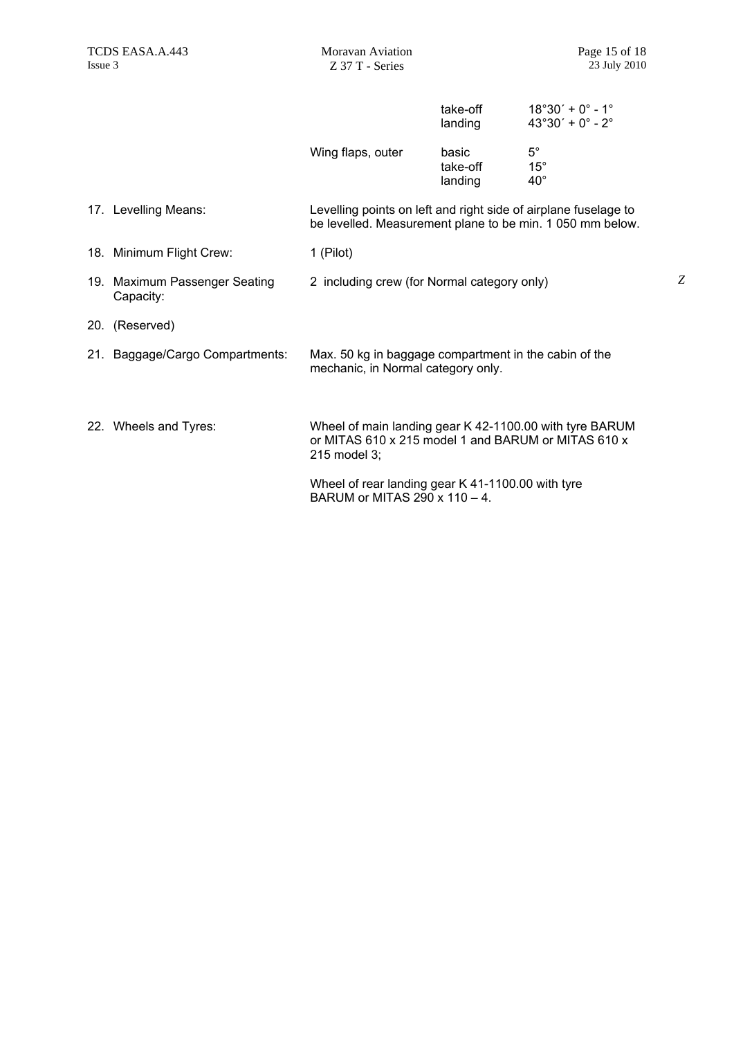| | | | |
|---|---|---|---|
| | | take-off | 18°30´ + 0° - 1° |
| | | landing | 43°30´ + 0° - 2° |
| | Wing flaps, outer | basic | 5° |
| | | take-off | 15° |
| | | landing | 40° |

17. Levelling Means: Levelling points on left and right side of airplane fuselage to be levelled. Measurement plane to be min. 1 050 mm below.

18. Minimum Flight Crew: 1 (Pilot)

19. Maximum Passenger Seating Capacity: 2 including crew (for Normal category only) *Z*

20. (Reserved)

21. Baggage/Cargo Compartments: Max. 50 kg in baggage compartment in the cabin of the mechanic, in Normal category only.

22. Wheels and Tyres: Wheel of main landing gear K 42-1100.00 with tyre BARUM or MITAS 610 x 215 model 1 and BARUM or MITAS 610 x 215 model 3;

Wheel of rear landing gear K 41-1100.00 with tyre BARUM or MITAS 290 x 110 – 4.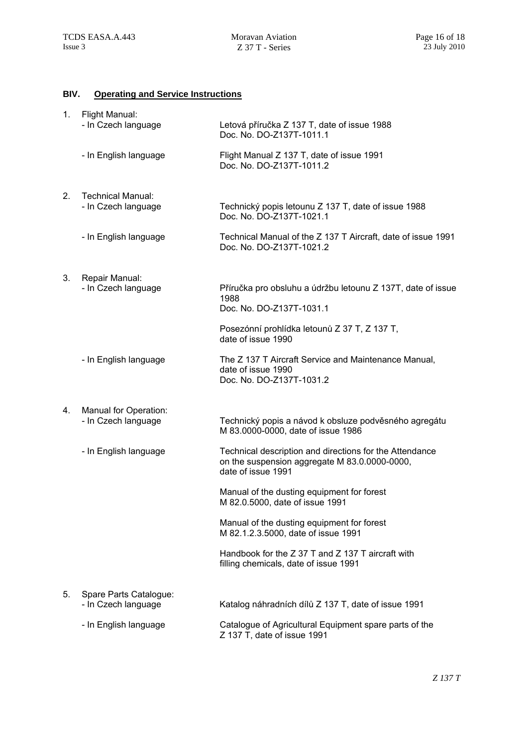## BIV. Operating and Service Instructions

1. Flight Manual:

| | |
|---|---|
| - In Czech language | Letová příručka Z 137 T, date of issue 1988<br>Doc. No. DO-Z137T-1011.1 |
| - In English language | Flight Manual Z 137 T, date of issue 1991<br>Doc. No. DO-Z137T-1011.2 |

2. Technical Manual:

| | |
|---|---|
| - In Czech language | Technický popis letounu Z 137 T, date of issue 1988<br>Doc. No. DO-Z137T-1021.1 |
| - In English language | Technical Manual of the Z 137 T Aircraft, date of issue 1991<br>Doc. No. DO-Z137T-1021.2 |

3. Repair Manual:

| | |
|---|---|
| - In Czech language | Příručka pro obsluhu a údržbu letounu Z 137T, date of issue 1988<br>Doc. No. DO-Z137T-1031.1 |
| | Posezónní prohlídka letounů Z 37 T, Z 137 T,<br>date of issue 1990 |
| - In English language | The Z 137 T Aircraft Service and Maintenance Manual,<br>date of issue 1990<br>Doc. No. DO-Z137T-1031.2 |

4. Manual for Operation:

| | |
|---|---|
| - In Czech language | Technický popis a návod k obsluze podvěsného agregátu<br>M 83.0000-0000, date of issue 1986 |
| - In English language | Technical description and directions for the Attendance<br>on the suspension aggregate M 83.0.0000-0000,<br>date of issue 1991 |
| | Manual of the dusting equipment for forest<br>M 82.0.5000, date of issue 1991 |
| | Manual of the dusting equipment for forest<br>M 82.1.2.3.5000, date of issue 1991 |
| | Handbook for the Z 37 T and Z 137 T aircraft with<br>filling chemicals, date of issue 1991 |

5. Spare Parts Catalogue:

| | |
|---|---|
| - In Czech language | Katalog náhradních dílů Z 137 T, date of issue 1991 |
| - In English language | Catalogue of Agricultural Equipment spare parts of the<br>Z 137 T, date of issue 1991 |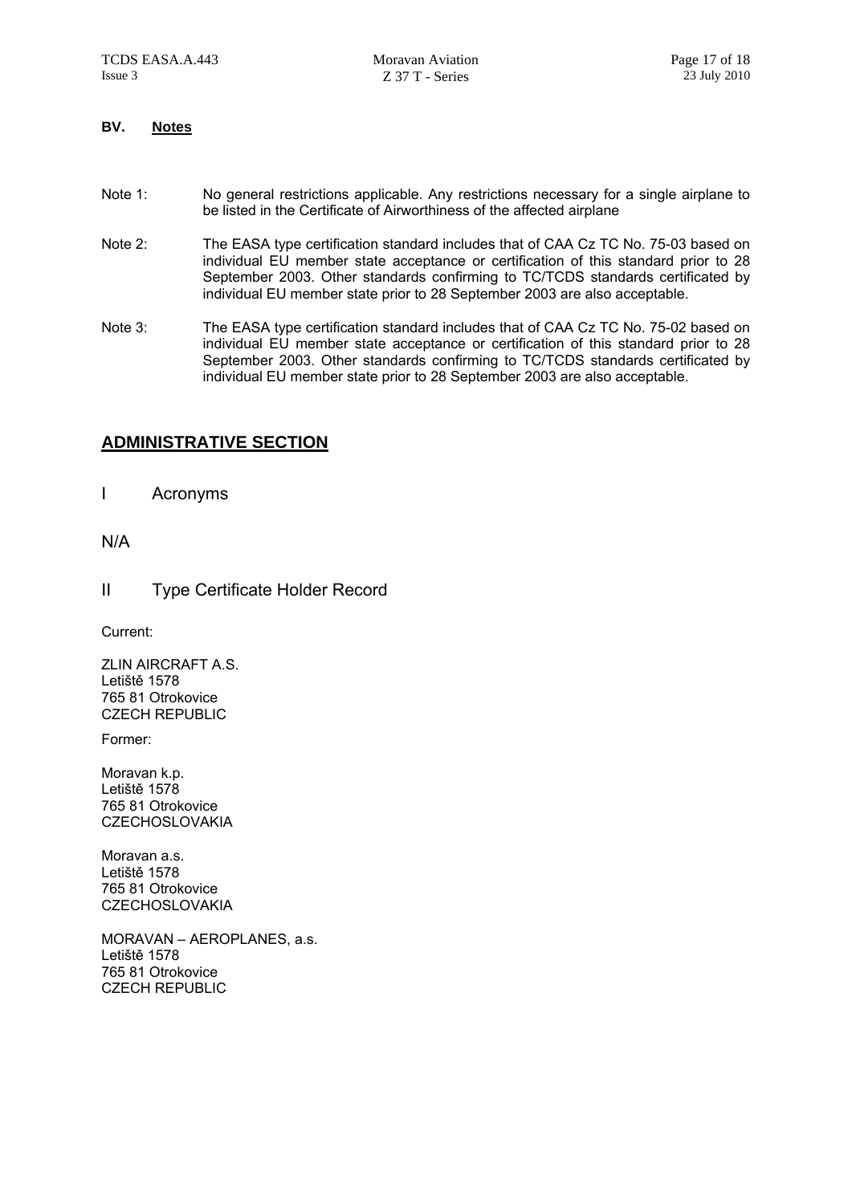## BV. Notes

Note 1: No general restrictions applicable. Any restrictions necessary for a single airplane to be listed in the Certificate of Airworthiness of the affected airplane

Note 2: The EASA type certification standard includes that of CAA Cz TC No. 75-03 based on individual EU member state acceptance or certification of this standard prior to 28 September 2003. Other standards confirming to TC/TCDS standards certificated by individual EU member state prior to 28 September 2003 are also acceptable.

Note 3: The EASA type certification standard includes that of CAA Cz TC No. 75-02 based on individual EU member state acceptance or certification of this standard prior to 28 September 2003. Other standards confirming to TC/TCDS standards certificated by individual EU member state prior to 28 September 2003 are also acceptable.

# ADMINISTRATIVE SECTION

## I Acronyms

N/A

## II Type Certificate Holder Record

Current:

ZLIN AIRCRAFT A.S.
Letiště 1578
765 81 Otrokovice
CZECH REPUBLIC

Former:

Moravan k.p.
Letiště 1578
765 81 Otrokovice
CZECHOSLOVAKIA

Moravan a.s.
Letiště 1578
765 81 Otrokovice
CZECHOSLOVAKIA

MORAVAN – AEROPLANES, a.s.
Letiště 1578
765 81 Otrokovice
CZECH REPUBLIC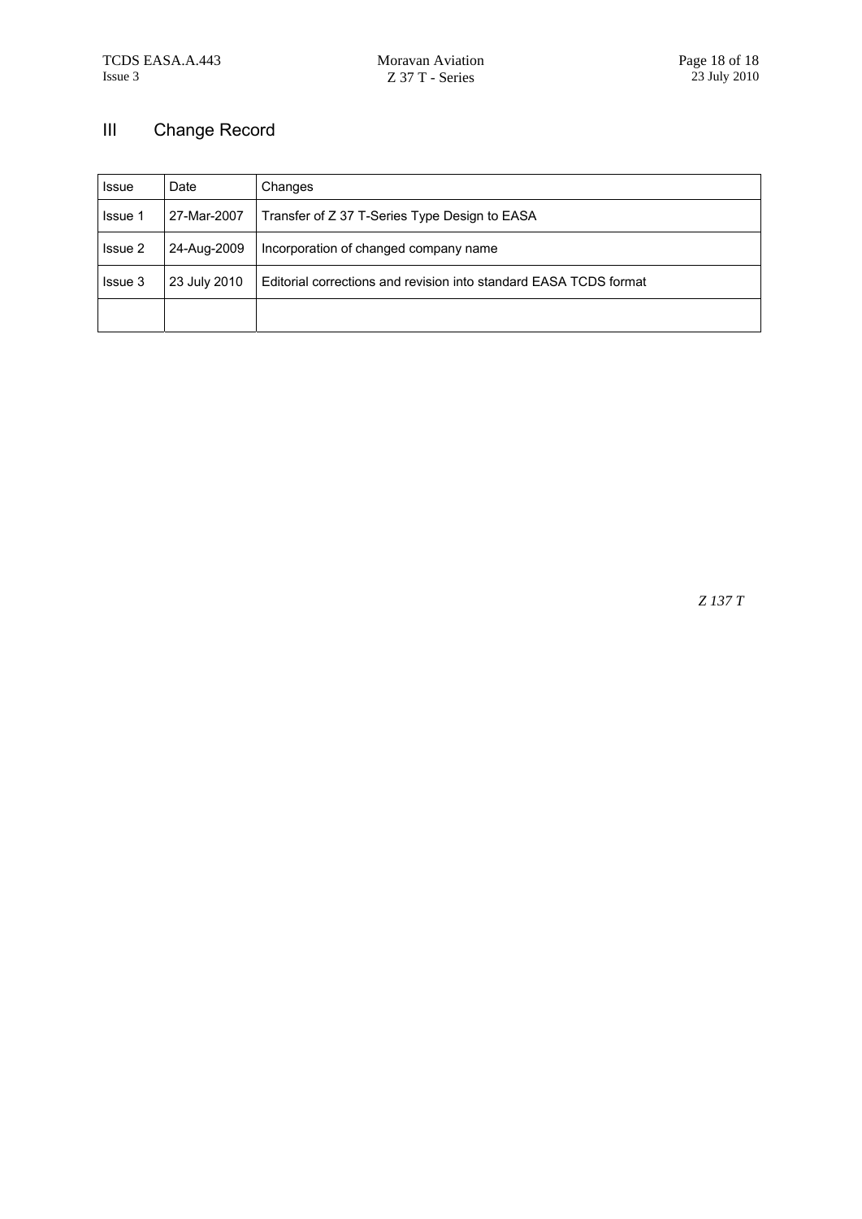# III Change Record

| Issue | Date | Changes |
|---|---|---|
| Issue 1 | 27-Mar-2007 | Transfer of Z 37 T-Series Type Design to EASA |
| Issue 2 | 24-Aug-2009 | Incorporation of changed company name |
| Issue 3 | 23 July 2010 | Editorial corrections and revision into standard EASA TCDS format |
| | | |

*Z 137 T*